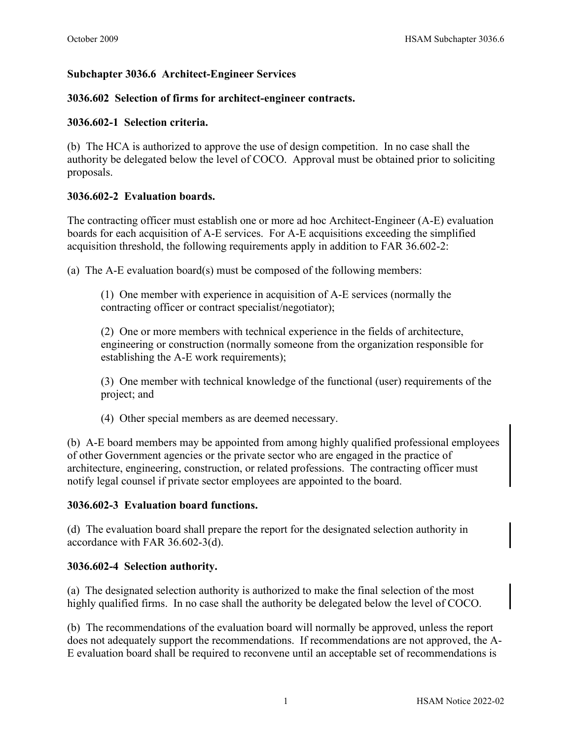## Subchapter 3036.6 Architect-Engineer Services

### 3036.602 Selection of firms for architect-engineer contracts.

### 3036.602-1 Selection criteria.

(b) The HCA is authorized to approve the use of design competition. In no case shall the authority be delegated below the level of COCO. Approval must be obtained prior to soliciting proposals.

### 3036.602-2 Evaluation boards.

The contracting officer must establish one or more ad hoc Architect-Engineer (A-E) evaluation boards for each acquisition of A-E services. For A-E acquisitions exceeding the simplified acquisition threshold, the following requirements apply in addition to FAR 36.602-2:

(a) The A-E evaluation board(s) must be composed of the following members:

(1) One member with experience in acquisition of A-E services (normally the contracting officer or contract specialist/negotiator);

(2) One or more members with technical experience in the fields of architecture, engineering or construction (normally someone from the organization responsible for establishing the A-E work requirements);

(3) One member with technical knowledge of the functional (user) requirements of the project; and

(4) Other special members as are deemed necessary.

(b) A-E board members may be appointed from among highly qualified professional employees of other Government agencies or the private sector who are engaged in the practice of architecture, engineering, construction, or related professions. The contracting officer must notify legal counsel if private sector employees are appointed to the board.

### 3036.602-3 Evaluation board functions.

(d) The evaluation board shall prepare the report for the designated selection authority in accordance with FAR 36.602-3(d).

### 3036.602-4 Selection authority.

(a) The designated selection authority is authorized to make the final selection of the most highly qualified firms. In no case shall the authority be delegated below the level of COCO.

(b) The recommendations of the evaluation board will normally be approved, unless the report does not adequately support the recommendations. If recommendations are not approved, the A-E evaluation board shall be required to reconvene until an acceptable set of recommendations is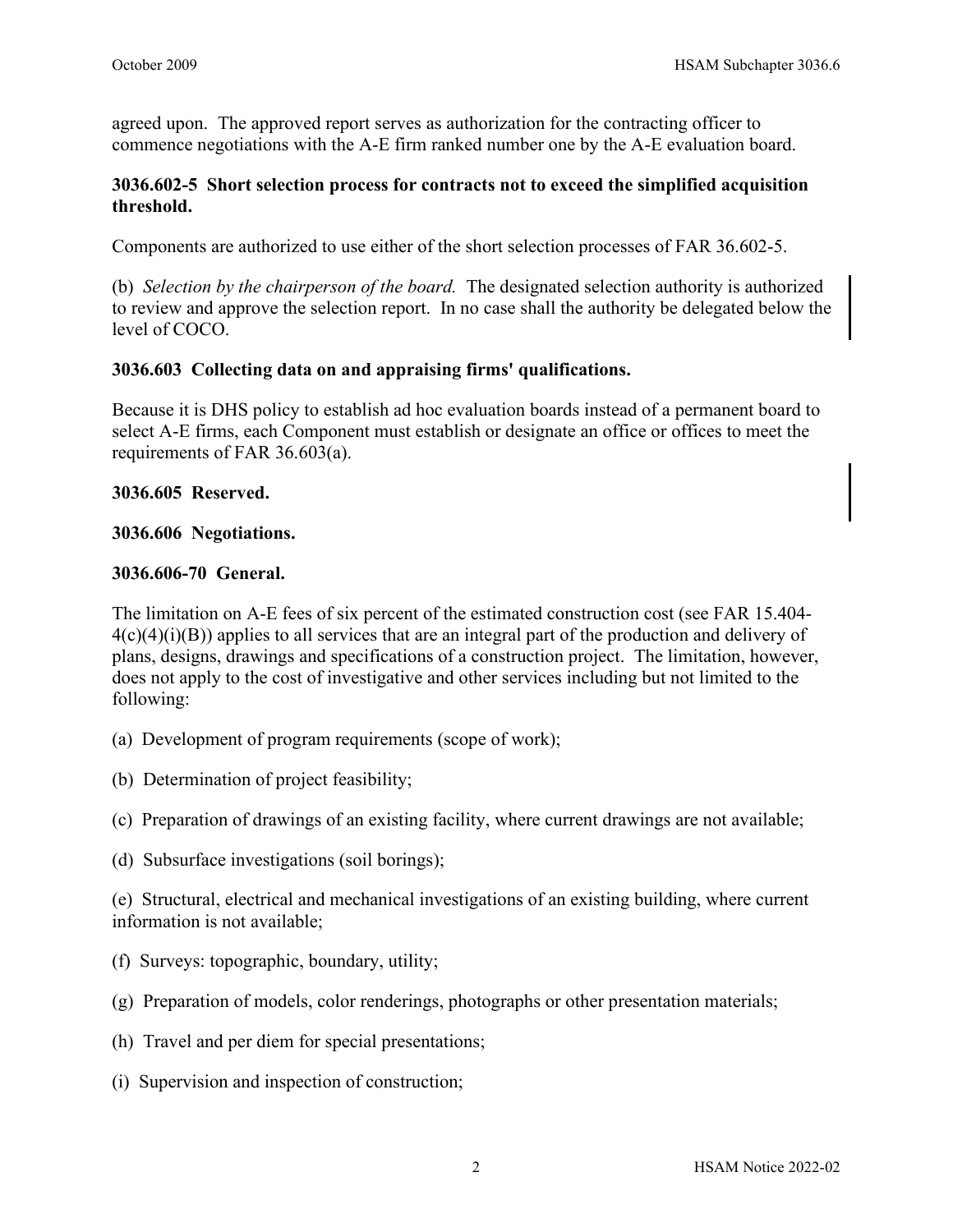agreed upon. The approved report serves as authorization for the contracting officer to commence negotiations with the A-E firm ranked number one by the A-E evaluation board.

**3036.602-5 Short selection process for contracts not to exceed the simplified acquisition threshold.**

Components are authorized to use either of the short selection processes of FAR 36.602-5.

(b) *Selection by the chairperson of the board.* The designated selection authority is authorized to review and approve the selection report. In no case shall the authority be delegated below the level of COCO.

**3036.603 Collecting data on and appraising firms' qualifications.**

Because it is DHS policy to establish ad hoc evaluation boards instead of a permanent board to select A-E firms, each Component must establish or designate an office or offices to meet the requirements of FAR 36.603(a).

**3036.605 Reserved.**

**3036.606 Negotiations.**

**3036.606-70 General.**

The limitation on A-E fees of six percent of the estimated construction cost (see FAR 15.404-4(c)(4)(i)(B)) applies to all services that are an integral part of the production and delivery of plans, designs, drawings and specifications of a construction project. The limitation, however, does not apply to the cost of investigative and other services including but not limited to the following:

(a) Development of program requirements (scope of work);

(b) Determination of project feasibility;

(c) Preparation of drawings of an existing facility, where current drawings are not available;

(d) Subsurface investigations (soil borings);

(e) Structural, electrical and mechanical investigations of an existing building, where current information is not available;

(f) Surveys: topographic, boundary, utility;

(g) Preparation of models, color renderings, photographs or other presentation materials;

(h) Travel and per diem for special presentations;

(i) Supervision and inspection of construction;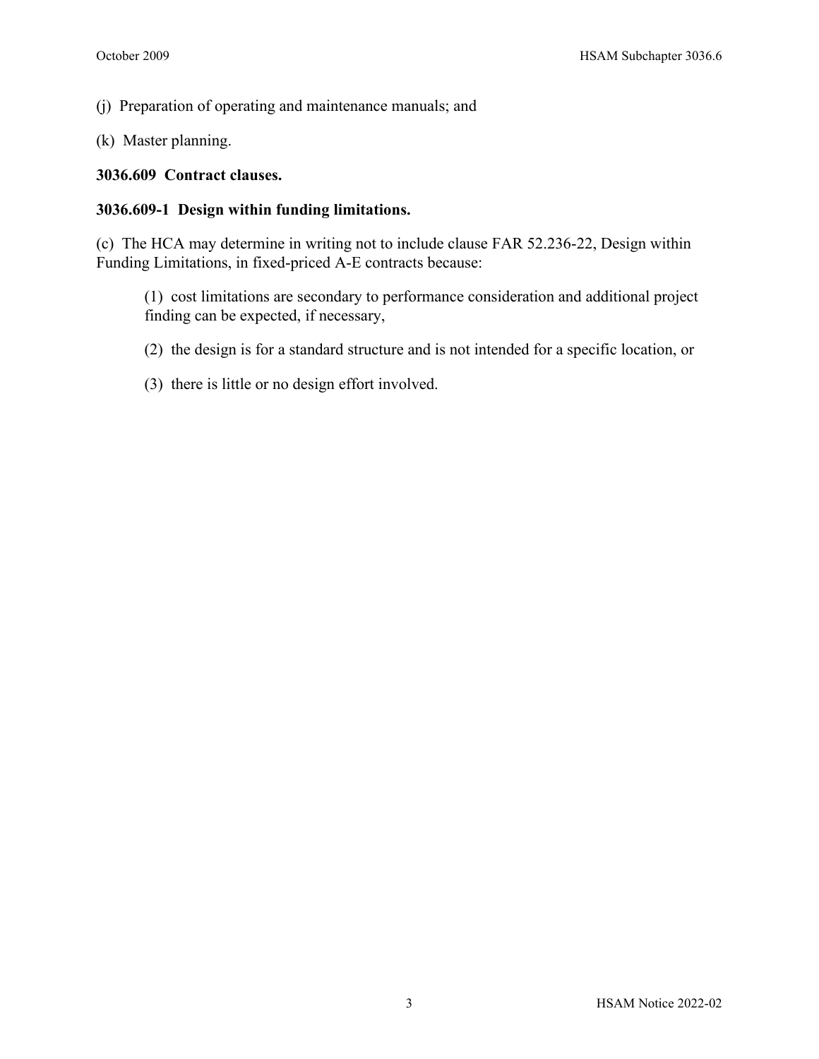(j) Preparation of operating and maintenance manuals; and

(k) Master planning.

**3036.609 Contract clauses.**

**3036.609-1 Design within funding limitations.**

(c) The HCA may determine in writing not to include clause FAR 52.236-22, Design within Funding Limitations, in fixed-priced A-E contracts because:

(1) cost limitations are secondary to performance consideration and additional project finding can be expected, if necessary,

(2) the design is for a standard structure and is not intended for a specific location, or

(3) there is little or no design effort involved.